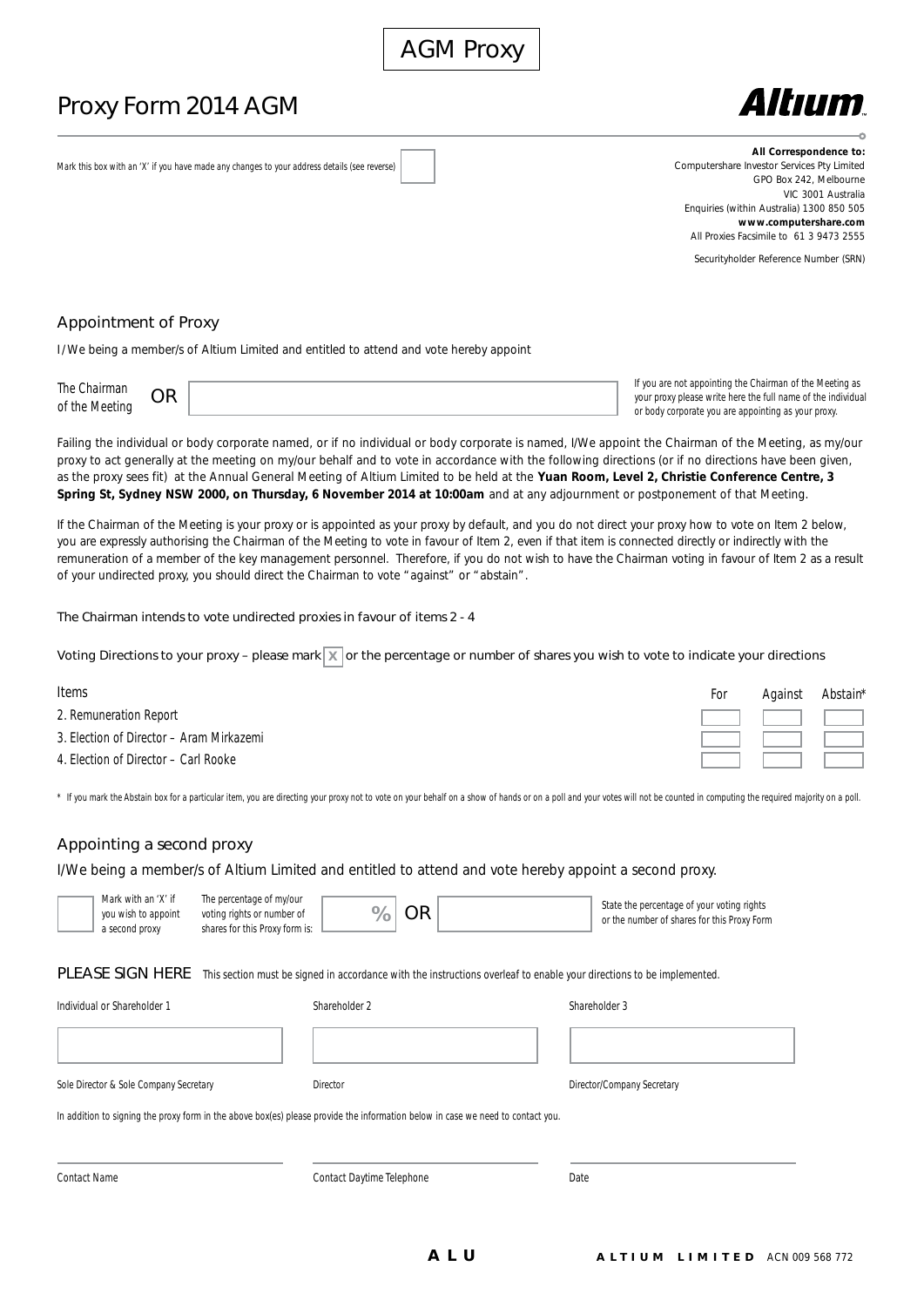AGM Proxy

# Proxy Form 2014 AGM

**Altium**

Mark this box with an 'X' if you have made any changes to your address details (see reverse) ☐

**All Correspondence to:**
Computershare Investor Services Pty Limited
GPO Box 242, Melbourne
VIC 3001 Australia
Enquiries (within Australia) 1300 850 505
**www.computershare.com**
All Proxies Facsimile to 61 3 9473 2555

Securityholder Reference Number (SRN)

## Appointment of Proxy

I/We being a member/s of Altium Limited and entitled to attend and vote hereby appoint

The Chairman of the Meeting OR ____________________

If you are not appointing the Chairman of the Meeting as your proxy please write here the full name of the individual or body corporate you are appointing as your proxy.

Failing the individual or body corporate named, or if no individual or body corporate is named, I/We appoint the Chairman of the Meeting, as my/our proxy to act generally at the meeting on my/our behalf and to vote in accordance with the following directions (or if no directions have been given, as the proxy sees fit) at the Annual General Meeting of Altium Limited to be held at the **Yuan Room, Level 2, Christie Conference Centre, 3 Spring St, Sydney NSW 2000, on Thursday, 6 November 2014 at 10:00am** and at any adjournment or postponement of that Meeting.

If the Chairman of the Meeting is your proxy or is appointed as your proxy by default, and you do not direct your proxy how to vote on Item 2 below, you are expressly authorising the Chairman of the Meeting to vote in favour of Item 2, even if that item is connected directly or indirectly with the remuneration of a member of the key management personnel. Therefore, if you do not wish to have the Chairman voting in favour of Item 2 as a result of your undirected proxy, you should direct the Chairman to vote "against" or "abstain".

The Chairman intends to vote undirected proxies in favour of items 2 - 4

Voting Directions to your proxy – please mark X or the percentage or number of shares you wish to vote to indicate your directions

| Items | For | Against | Abstain* |
|---|---|---|---|
| 2. Remuneration Report | ☐ | ☐ | ☐ |
| 3. Election of Director – Aram Mirkazemi | ☐ | ☐ | ☐ |
| 4. Election of Director – Carl Rooke | ☐ | ☐ | ☐ |

* If you mark the Abstain box for a particular item, you are directing your proxy not to vote on your behalf on a show of hands or on a poll and your votes will not be counted in computing the required majority on a poll.

## Appointing a second proxy

I/We being a member/s of Altium Limited and entitled to attend and vote hereby appoint a second proxy.

☐ Mark with an 'X' if you wish to appoint a second proxy

The percentage of my/our voting rights or number of shares for this Proxy Form is: ____ % OR ____

State the percentage of your voting rights or the number of shares for this Proxy Form

## PLEASE SIGN HERE

This section must be signed in accordance with the instructions overleaf to enable your directions to be implemented.

| Individual or Shareholder 1 | Shareholder 2 | Shareholder 3 |
|---|---|---|
| | | |
| Sole Director & Sole Company Secretary | Director | Director/Company Secretary |

In addition to signing the proxy form in the above box(es) please provide the information below in case we need to contact you.

| Contact Name | Contact Daytime Telephone | Date |
|---|---|---|
| | | |

**ALU**

**ALTIUM LIMITED** ACN 009 568 772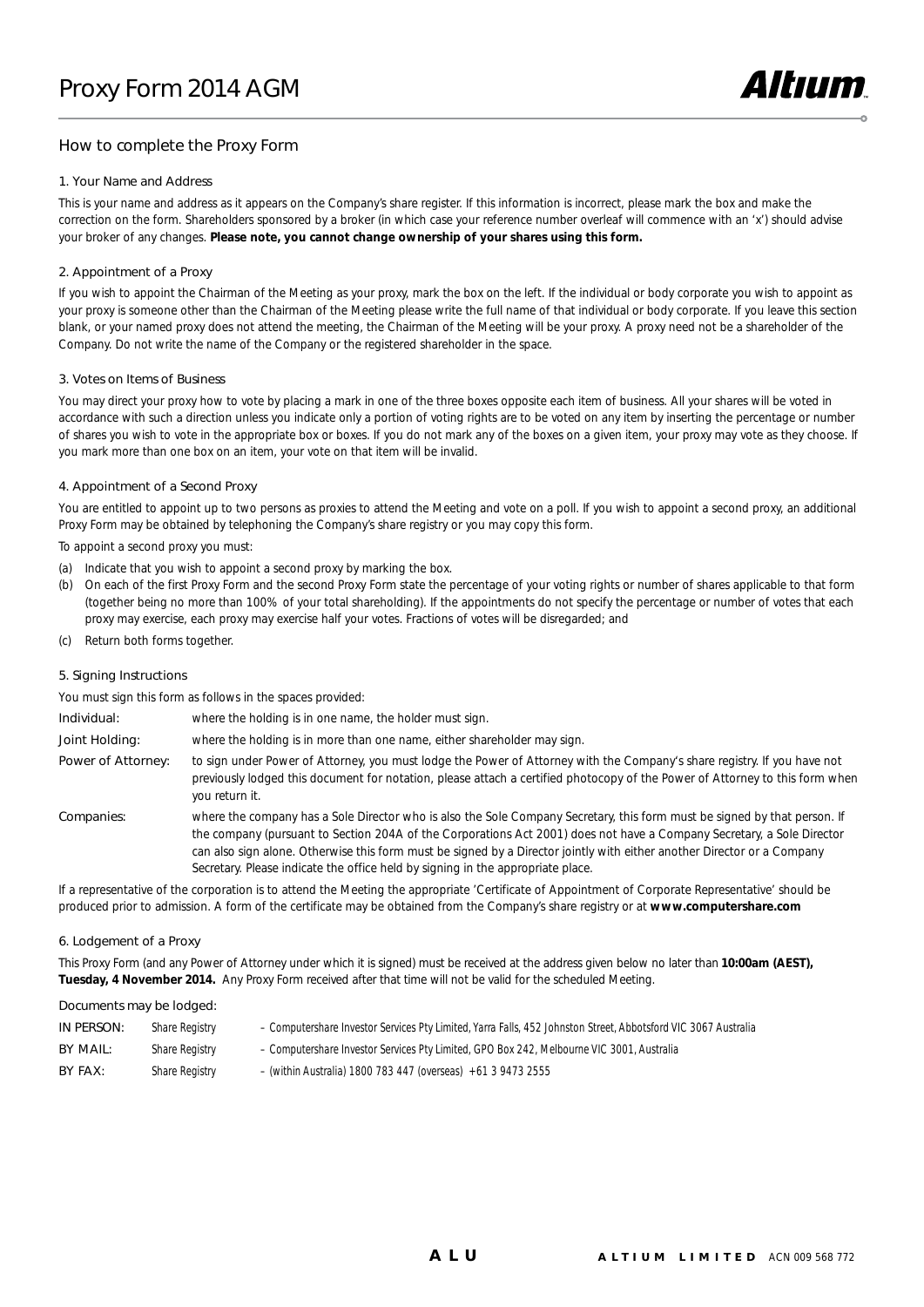# Proxy Form 2014 AGM

Altium

## How to complete the Proxy Form

### 1. Your Name and Address

This is your name and address as it appears on the Company's share register. If this information is incorrect, please mark the box and make the correction on the form. Shareholders sponsored by a broker (in which case your reference number overleaf will commence with an 'x') should advise your broker of any changes. **Please note, you cannot change ownership of your shares using this form.**

### 2. Appointment of a Proxy

If you wish to appoint the Chairman of the Meeting as your proxy, mark the box on the left. If the individual or body corporate you wish to appoint as your proxy is someone other than the Chairman of the Meeting please write the full name of that individual or body corporate. If you leave this section blank, or your named proxy does not attend the meeting, the Chairman of the Meeting will be your proxy. A proxy need not be a shareholder of the Company. Do not write the name of the Company or the registered shareholder in the space.

### 3. Votes on Items of Business

You may direct your proxy how to vote by placing a mark in one of the three boxes opposite each item of business. All your shares will be voted in accordance with such a direction unless you indicate only a portion of voting rights are to be voted on any item by inserting the percentage or number of shares you wish to vote in the appropriate box or boxes. If you do not mark any of the boxes on a given item, your proxy may vote as they choose. If you mark more than one box on an item, your vote on that item will be invalid.

### 4. Appointment of a Second Proxy

You are entitled to appoint up to two persons as proxies to attend the Meeting and vote on a poll. If you wish to appoint a second proxy, an additional Proxy Form may be obtained by telephoning the Company's share registry or you may copy this form.

To appoint a second proxy you must:

(a) Indicate that you wish to appoint a second proxy by marking the box.

(b) On each of the first Proxy Form and the second Proxy Form state the percentage of your voting rights or number of shares applicable to that form (together being no more than 100% of your total shareholding). If the appointments do not specify the percentage or number of votes that each proxy may exercise, each proxy may exercise half your votes. Fractions of votes will be disregarded; and

(c) Return both forms together.

### 5. Signing Instructions

You must sign this form as follows in the spaces provided:

| | |
|---|---|
| Individual: | where the holding is in one name, the holder must sign. |
| Joint Holding: | where the holding is in more than one name, either shareholder may sign. |
| Power of Attorney: | to sign under Power of Attorney, you must lodge the Power of Attorney with the Company's share registry. If you have not previously lodged this document for notation, please attach a certified photocopy of the Power of Attorney to this form when you return it. |
| Companies: | where the company has a Sole Director who is also the Sole Company Secretary, this form must be signed by that person. If the company (pursuant to Section 204A of the Corporations Act 2001) does not have a Company Secretary, a Sole Director can also sign alone. Otherwise this form must be signed by a Director jointly with either another Director or a Company Secretary. Please indicate the office held by signing in the appropriate place. |

If a representative of the corporation is to attend the Meeting the appropriate 'Certificate of Appointment of Corporate Representative' should be produced prior to admission. A form of the certificate may be obtained from the Company's share registry or at **www.computershare.com**

### 6. Lodgement of a Proxy

This Proxy Form (and any Power of Attorney under which it is signed) must be received at the address given below no later than **10:00am (AEST), Tuesday, 4 November 2014.** Any Proxy Form received after that time will not be valid for the scheduled Meeting.

Documents may be lodged:

| | | |
|---|---|---|
| IN PERSON: | Share Registry | – Computershare Investor Services Pty Limited, Yarra Falls, 452 Johnston Street, Abbotsford VIC 3067 Australia |
| BY MAIL: | Share Registry | – Computershare Investor Services Pty Limited, GPO Box 242, Melbourne VIC 3001, Australia |
| BY FAX: | Share Registry | – (within Australia) 1800 783 447 (overseas) +61 3 9473 2555 |

**ALU** **ALTIUM LIMITED** ACN 009 568 772